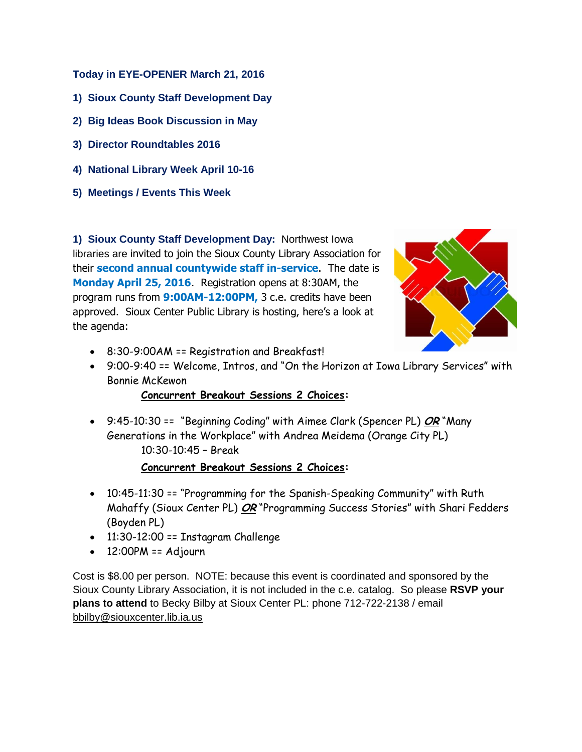**Today in EYE-OPENER March 21, 2016**

**1) Sioux County Staff Development Day**

**2) Big Ideas Book Discussion in May**

**3) Director Roundtables 2016**

**4) National Library Week April 10-16**

**5) Meetings / Events This Week**

**1) Sioux County Staff Development Day:** Northwest Iowa libraries are invited to join the Sioux County Library Association for their **second annual countywide staff in-service**. The date is **Monday April 25, 2016**. Registration opens at 8:30AM, the program runs from **9:00AM-12:00PM,** 3 c.e. credits have been approved. Sioux Center Public Library is hosting, here's a look at the agenda:

- 8:30-9:00AM == Registration and Breakfast!
- 9:00-9:40 == Welcome, Intros, and "On the Horizon at Iowa Library Services" with Bonnie McKewon

  **Concurrent Breakout Sessions 2 Choices:**

- 9:45-10:30 == "Beginning Coding" with Aimee Clark (Spencer PL) ***OR*** "Many Generations in the Workplace" with Andrea Meidema (Orange City PL)

  10:30-10:45 – Break

  **Concurrent Breakout Sessions 2 Choices:**

- 10:45-11:30 == "Programming for the Spanish-Speaking Community" with Ruth Mahaffy (Sioux Center PL) ***OR*** "Programming Success Stories" with Shari Fedders (Boyden PL)
- 11:30-12:00 == Instagram Challenge
- 12:00PM == Adjourn

Cost is $8.00 per person. NOTE: because this event is coordinated and sponsored by the Sioux County Library Association, it is not included in the c.e. catalog. So please **RSVP your plans to attend** to Becky Bilby at Sioux Center PL: phone 712-722-2138 / email bbilby@siouxcenter.lib.ia.us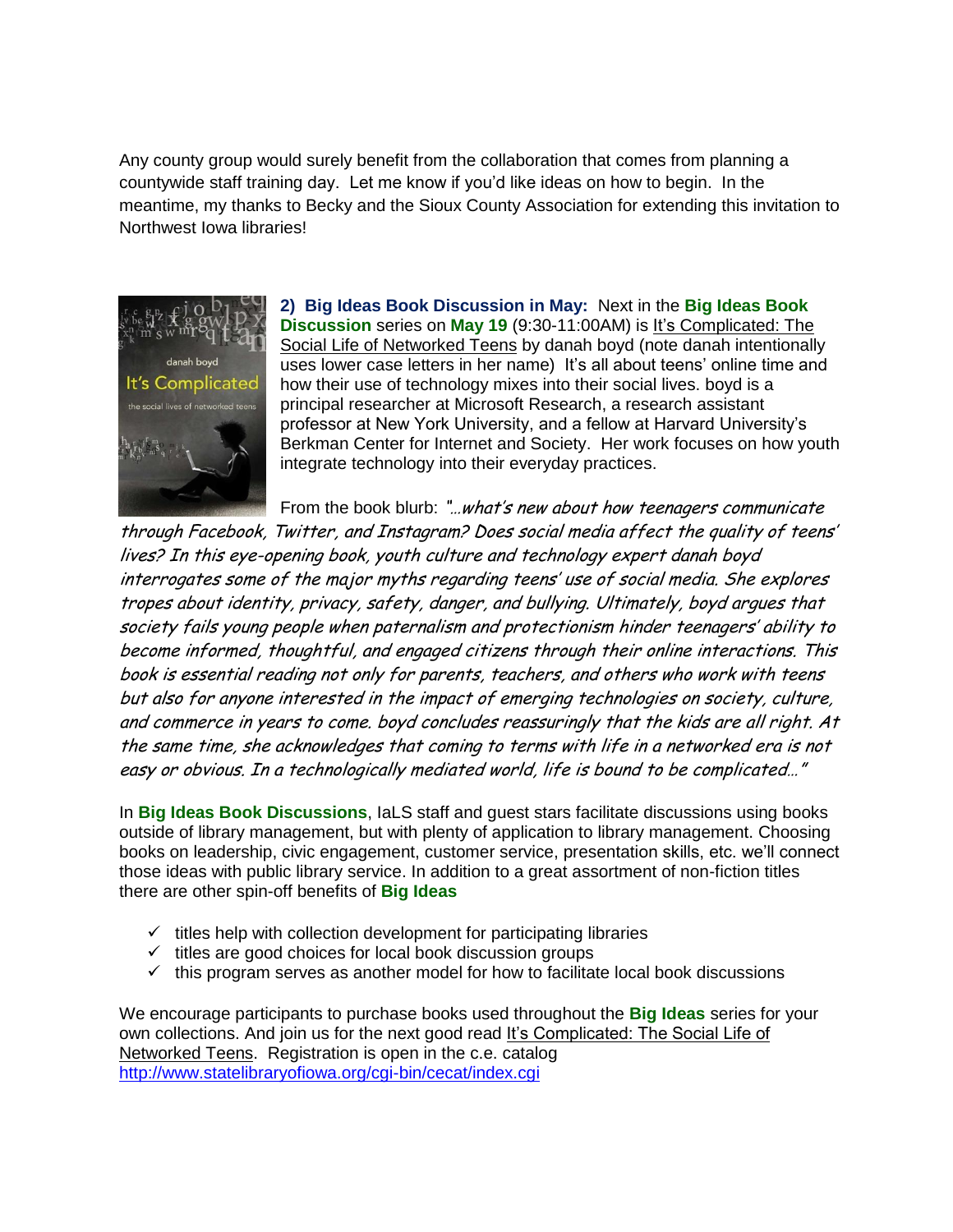Any county group would surely benefit from the collaboration that comes from planning a countywide staff training day. Let me know if you'd like ideas on how to begin. In the meantime, my thanks to Becky and the Sioux County Association for extending this invitation to Northwest Iowa libraries!

**2) Big Ideas Book Discussion in May:** Next in the **Big Ideas Book Discussion** series on **May 19** (9:30-11:00AM) is It's Complicated: The Social Life of Networked Teens by danah boyd (note danah intentionally uses lower case letters in her name) It's all about teens' online time and how their use of technology mixes into their social lives. boyd is a principal researcher at Microsoft Research, a research assistant professor at New York University, and a fellow at Harvard University's Berkman Center for Internet and Society. Her work focuses on how youth integrate technology into their everyday practices.

From the book blurb: *"…what's new about how teenagers communicate through Facebook, Twitter, and Instagram? Does social media affect the quality of teens' lives? In this eye-opening book, youth culture and technology expert danah boyd interrogates some of the major myths regarding teens' use of social media. She explores tropes about identity, privacy, safety, danger, and bullying. Ultimately, boyd argues that society fails young people when paternalism and protectionism hinder teenagers' ability to become informed, thoughtful, and engaged citizens through their online interactions. This book is essential reading not only for parents, teachers, and others who work with teens but also for anyone interested in the impact of emerging technologies on society, culture, and commerce in years to come. boyd concludes reassuringly that the kids are all right. At the same time, she acknowledges that coming to terms with life in a networked era is not easy or obvious. In a technologically mediated world, life is bound to be complicated…"*

In **Big Ideas Book Discussions**, IaLS staff and guest stars facilitate discussions using books outside of library management, but with plenty of application to library management. Choosing books on leadership, civic engagement, customer service, presentation skills, etc. we'll connect those ideas with public library service. In addition to a great assortment of non-fiction titles there are other spin-off benefits of **Big Ideas**

- ✓ titles help with collection development for participating libraries
- ✓ titles are good choices for local book discussion groups
- ✓ this program serves as another model for how to facilitate local book discussions

We encourage participants to purchase books used throughout the **Big Ideas** series for your own collections. And join us for the next good read It's Complicated: The Social Life of Networked Teens. Registration is open in the c.e. catalog http://www.statelibraryofiowa.org/cgi-bin/cecat/index.cgi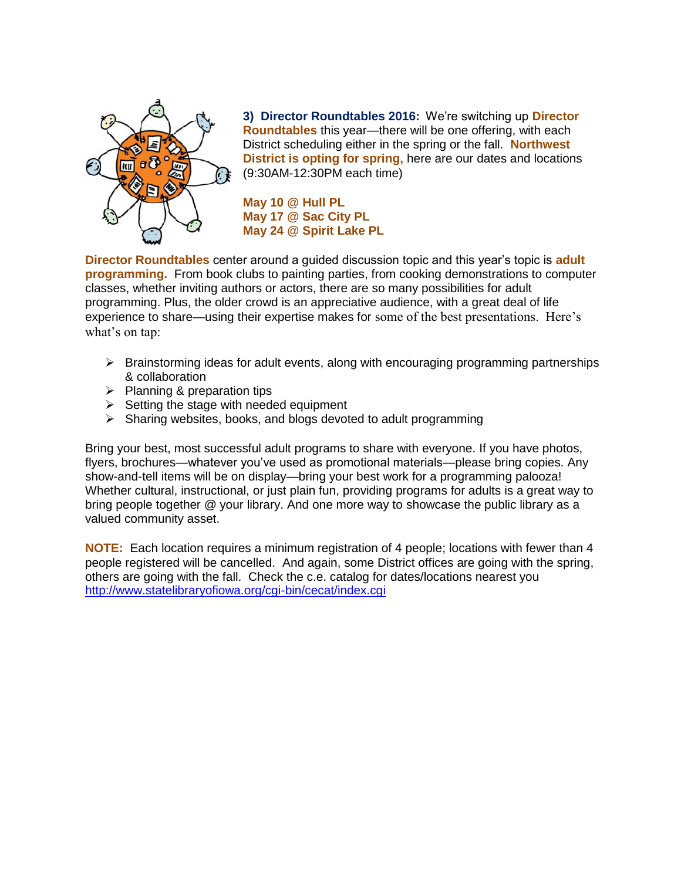**3) Director Roundtables 2016:** We're switching up **Director Roundtables** this year—there will be one offering, with each District scheduling either in the spring or the fall. **Northwest District is opting for spring,** here are our dates and locations (9:30AM-12:30PM each time)

**May 10 @ Hull PL**
**May 17 @ Sac City PL**
**May 24 @ Spirit Lake PL**

**Director Roundtables** center around a guided discussion topic and this year's topic is **adult programming.** From book clubs to painting parties, from cooking demonstrations to computer classes, whether inviting authors or actors, there are so many possibilities for adult programming. Plus, the older crowd is an appreciative audience, with a great deal of life experience to share—using their expertise makes for some of the best presentations. Here's what's on tap:

- Brainstorming ideas for adult events, along with encouraging programming partnerships & collaboration
- Planning & preparation tips
- Setting the stage with needed equipment
- Sharing websites, books, and blogs devoted to adult programming

Bring your best, most successful adult programs to share with everyone. If you have photos, flyers, brochures—whatever you've used as promotional materials—please bring copies. Any show-and-tell items will be on display—bring your best work for a programming palooza! Whether cultural, instructional, or just plain fun, providing programs for adults is a great way to bring people together @ your library. And one more way to showcase the public library as a valued community asset.

**NOTE:** Each location requires a minimum registration of 4 people; locations with fewer than 4 people registered will be cancelled. And again, some District offices are going with the spring, others are going with the fall. Check the c.e. catalog for dates/locations nearest you http://www.statelibraryofiowa.org/cgi-bin/cecat/index.cgi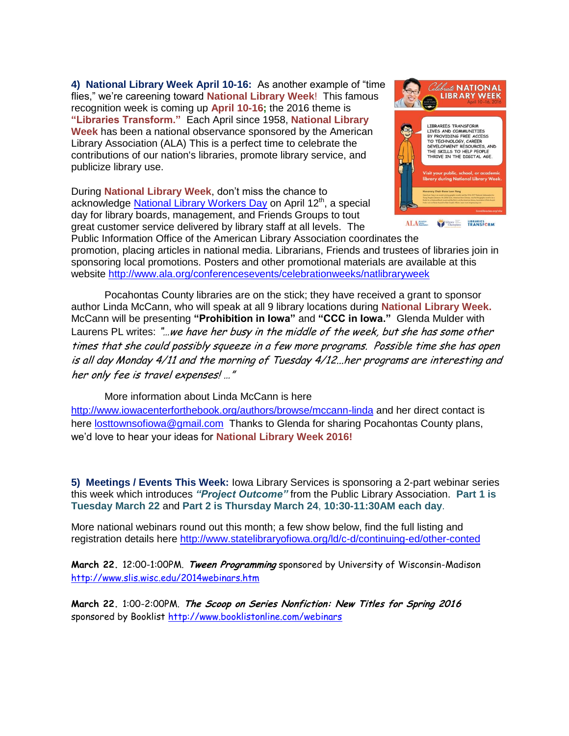**4) National Library Week April 10-16:** As another example of "time flies," we're careening toward **National Library Week**! This famous recognition week is coming up **April 10-16;** the 2016 theme is **"Libraries Transform."** Each April since 1958, **National Library Week** has been a national observance sponsored by the American Library Association (ALA) This is a perfect time to celebrate the contributions of our nation's libraries, promote library service, and publicize library use.

During **National Library Week**, don't miss the chance to acknowledge National Library Workers Day on April 12th, a special day for library boards, management, and Friends Groups to tout great customer service delivered by library staff at all levels. The Public Information Office of the American Library Association coordinates the promotion, placing articles in national media. Librarians, Friends and trustees of libraries join in sponsoring local promotions. Posters and other promotional materials are available at this website http://www.ala.org/conferencesevents/celebrationweeks/natlibraryweek

Pocahontas County libraries are on the stick; they have received a grant to sponsor author Linda McCann, who will speak at all 9 library locations during **National Library Week.** McCann will be presenting **"Prohibition in Iowa"** and **"CCC in Iowa."** Glenda Mulder with Laurens PL writes: *"…we have her busy in the middle of the week, but she has some other times that she could possibly squeeze in a few more programs. Possible time she has open is all day Monday 4/11 and the morning of Tuesday 4/12…her programs are interesting and her only fee is travel expenses! …"*

More information about Linda McCann is here http://www.iowacenterforthebook.org/authors/browse/mccann-linda and her direct contact is here losttownsofiowa@gmail.com Thanks to Glenda for sharing Pocahontas County plans, we'd love to hear your ideas for **National Library Week 2016!**

**5) Meetings / Events This Week:** Iowa Library Services is sponsoring a 2-part webinar series this week which introduces ***"Project Outcome"*** from the Public Library Association. **Part 1 is Tuesday March 22** and **Part 2 is Thursday March 24, 10:30-11:30AM each day**.

More national webinars round out this month; a few show below, find the full listing and registration details here http://www.statelibraryofiowa.org/ld/c-d/continuing-ed/other-conted

**March 22.** 12:00-1:00PM. ***Tween Programming*** sponsored by University of Wisconsin-Madison http://www.slis.wisc.edu/2014webinars.htm

**March 22.** 1:00-2:00PM. ***The Scoop on Series Nonfiction: New Titles for Spring 2016*** sponsored by Booklist http://www.booklistonline.com/webinars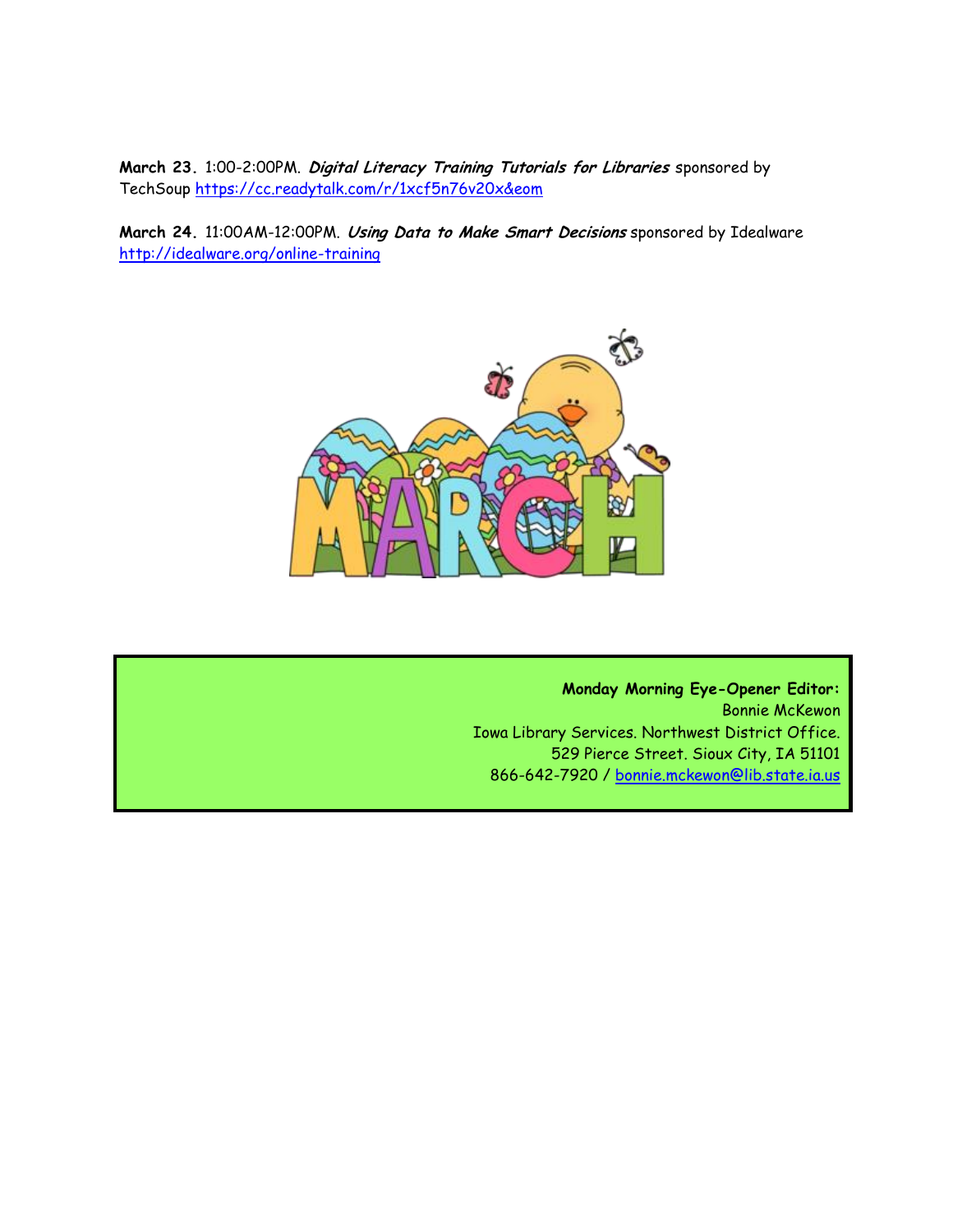**March 23.** 1:00-2:00PM. ***Digital Literacy Training Tutorials for Libraries*** sponsored by TechSoup https://cc.readytalk.com/r/1xcf5n76v20x&eom

**March 24.** 11:00AM-12:00PM. ***Using Data to Make Smart Decisions*** sponsored by Idealware http://idealware.org/online-training

**Monday Morning Eye-Opener Editor:**
Bonnie McKewon
Iowa Library Services. Northwest District Office.
529 Pierce Street. Sioux City, IA 51101
866-642-7920 / bonnie.mckewon@lib.state.ia.us